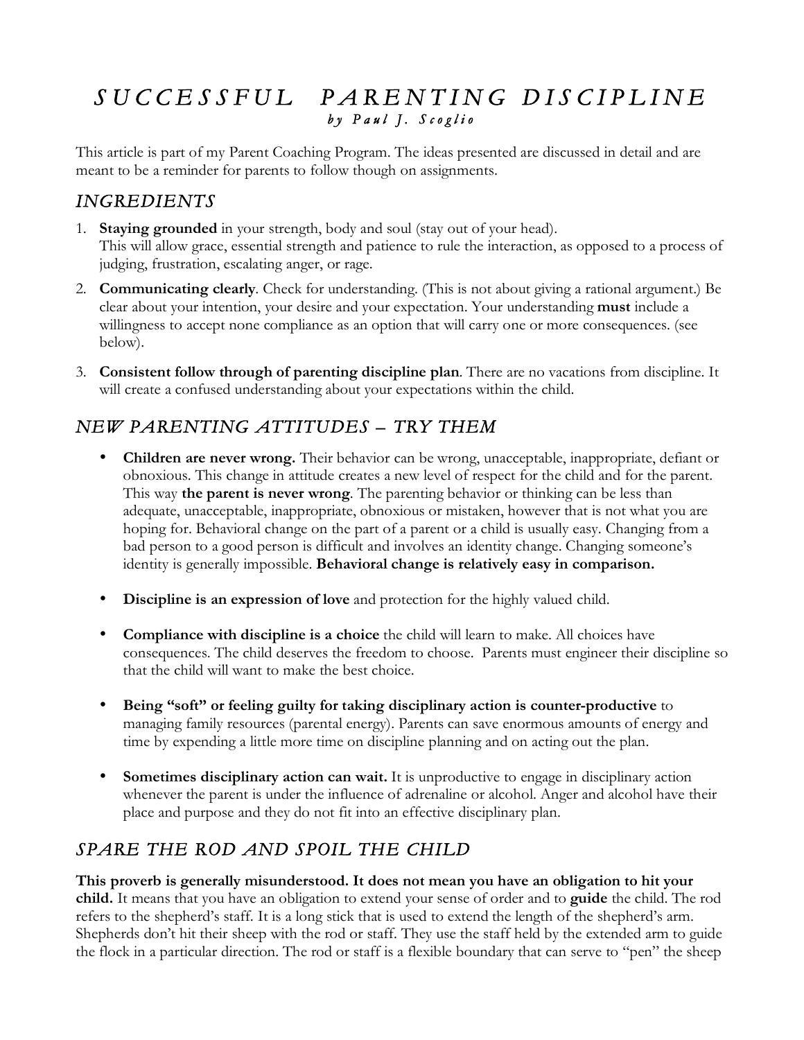# SUCCESSFUL PARENTING DISCIPLINE

*by Paul J. Scoglio*

This article is part of my Parent Coaching Program. The ideas presented are discussed in detail and are meant to be a reminder for parents to follow though on assignments.

## INGREDIENTS

1. **Staying grounded** in your strength, body and soul (stay out of your head). This will allow grace, essential strength and patience to rule the interaction, as opposed to a process of judging, frustration, escalating anger, or rage.
2. **Communicating clearly**. Check for understanding. (This is not about giving a rational argument.) Be clear about your intention, your desire and your expectation. Your understanding **must** include a willingness to accept none compliance as an option that will carry one or more consequences. (see below).
3. **Consistent follow through of parenting discipline plan**. There are no vacations from discipline. It will create a confused understanding about your expectations within the child.

## NEW PARENTING ATTITUDES – TRY THEM

- **Children are never wrong.** Their behavior can be wrong, unacceptable, inappropriate, defiant or obnoxious. This change in attitude creates a new level of respect for the child and for the parent. This way **the parent is never wrong**. The parenting behavior or thinking can be less than adequate, unacceptable, inappropriate, obnoxious or mistaken, however that is not what you are hoping for. Behavioral change on the part of a parent or a child is usually easy. Changing from a bad person to a good person is difficult and involves an identity change. Changing someone's identity is generally impossible. **Behavioral change is relatively easy in comparison.**

- **Discipline is an expression of love** and protection for the highly valued child.

- **Compliance with discipline is a choice** the child will learn to make. All choices have consequences. The child deserves the freedom to choose. Parents must engineer their discipline so that the child will want to make the best choice.

- **Being "soft" or feeling guilty for taking disciplinary action is counter-productive** to managing family resources (parental energy). Parents can save enormous amounts of energy and time by expending a little more time on discipline planning and on acting out the plan.

- **Sometimes disciplinary action can wait.** It is unproductive to engage in disciplinary action whenever the parent is under the influence of adrenaline or alcohol. Anger and alcohol have their place and purpose and they do not fit into an effective disciplinary plan.

## SPARE THE ROD AND SPOIL THE CHILD

**This proverb is generally misunderstood. It does not mean you have an obligation to hit your child.** It means that you have an obligation to extend your sense of order and to **guide** the child. The rod refers to the shepherd's staff. It is a long stick that is used to extend the length of the shepherd's arm. Shepherds don't hit their sheep with the rod or staff. They use the staff held by the extended arm to guide the flock in a particular direction. The rod or staff is a flexible boundary that can serve to "pen" the sheep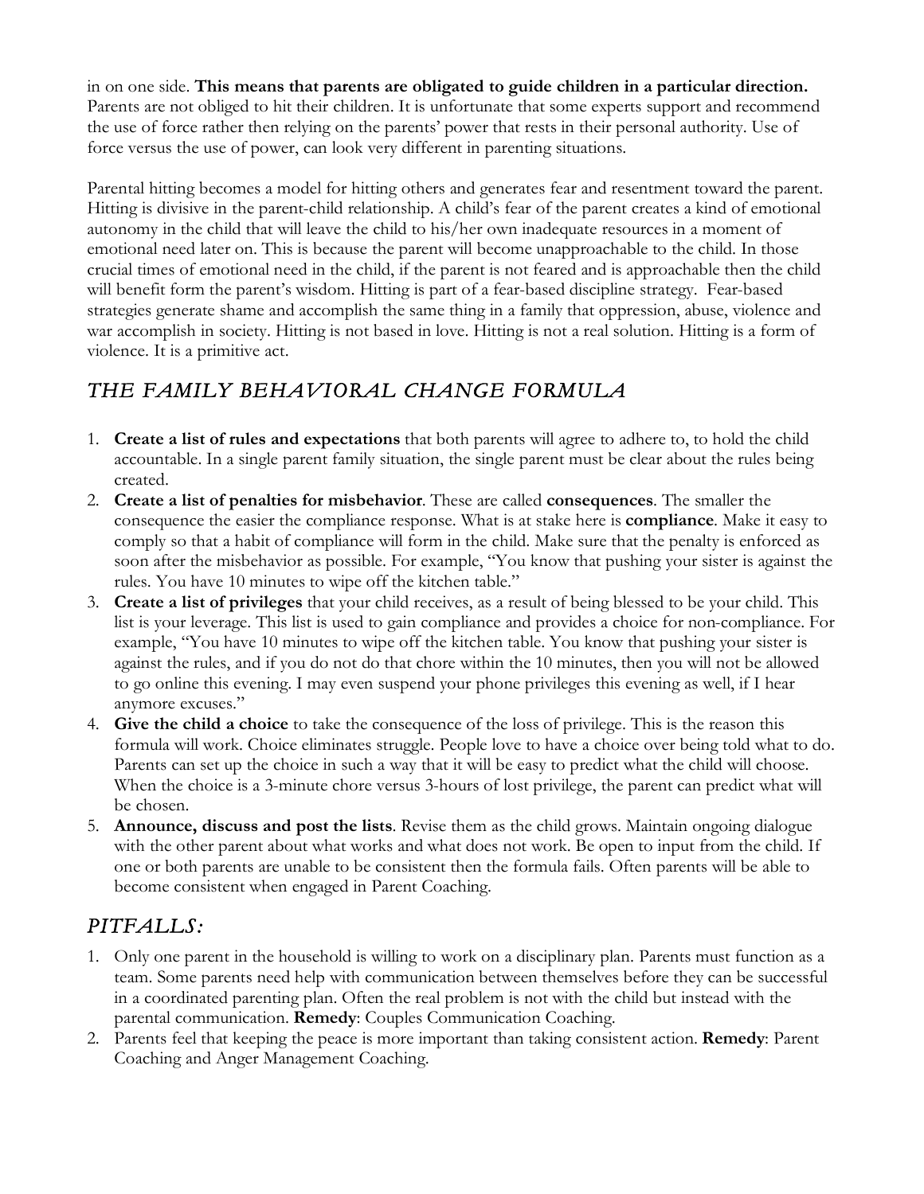in on one side. **This means that parents are obligated to guide children in a particular direction.** Parents are not obliged to hit their children. It is unfortunate that some experts support and recommend the use of force rather then relying on the parents' power that rests in their personal authority. Use of force versus the use of power, can look very different in parenting situations.

Parental hitting becomes a model for hitting others and generates fear and resentment toward the parent. Hitting is divisive in the parent-child relationship. A child's fear of the parent creates a kind of emotional autonomy in the child that will leave the child to his/her own inadequate resources in a moment of emotional need later on. This is because the parent will become unapproachable to the child. In those crucial times of emotional need in the child, if the parent is not feared and is approachable then the child will benefit form the parent's wisdom. Hitting is part of a fear-based discipline strategy. Fear-based strategies generate shame and accomplish the same thing in a family that oppression, abuse, violence and war accomplish in society. Hitting is not based in love. Hitting is not a real solution. Hitting is a form of violence. It is a primitive act.

## *THE FAMILY BEHAVIORAL CHANGE FORMULA*

1. **Create a list of rules and expectations** that both parents will agree to adhere to, to hold the child accountable. In a single parent family situation, the single parent must be clear about the rules being created.
2. **Create a list of penalties for misbehavior**. These are called **consequences**. The smaller the consequence the easier the compliance response. What is at stake here is **compliance**. Make it easy to comply so that a habit of compliance will form in the child. Make sure that the penalty is enforced as soon after the misbehavior as possible. For example, "You know that pushing your sister is against the rules. You have 10 minutes to wipe off the kitchen table."
3. **Create a list of privileges** that your child receives, as a result of being blessed to be your child. This list is your leverage. This list is used to gain compliance and provides a choice for non-compliance. For example, "You have 10 minutes to wipe off the kitchen table. You know that pushing your sister is against the rules, and if you do not do that chore within the 10 minutes, then you will not be allowed to go online this evening. I may even suspend your phone privileges this evening as well, if I hear anymore excuses."
4. **Give the child a choice** to take the consequence of the loss of privilege. This is the reason this formula will work. Choice eliminates struggle. People love to have a choice over being told what to do. Parents can set up the choice in such a way that it will be easy to predict what the child will choose. When the choice is a 3-minute chore versus 3-hours of lost privilege, the parent can predict what will be chosen.
5. **Announce, discuss and post the lists**. Revise them as the child grows. Maintain ongoing dialogue with the other parent about what works and what does not work. Be open to input from the child. If one or both parents are unable to be consistent then the formula fails. Often parents will be able to become consistent when engaged in Parent Coaching.

## *PITFALLS:*

1. Only one parent in the household is willing to work on a disciplinary plan. Parents must function as a team. Some parents need help with communication between themselves before they can be successful in a coordinated parenting plan. Often the real problem is not with the child but instead with the parental communication. **Remedy**: Couples Communication Coaching.
2. Parents feel that keeping the peace is more important than taking consistent action. **Remedy**: Parent Coaching and Anger Management Coaching.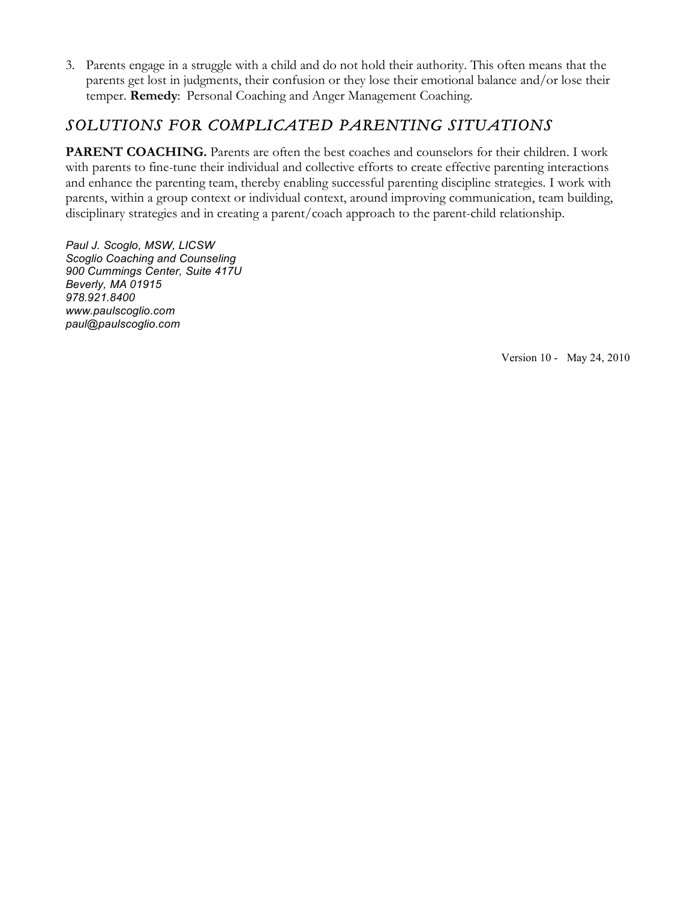3. Parents engage in a struggle with a child and do not hold their authority. This often means that the parents get lost in judgments, their confusion or they lose their emotional balance and/or lose their temper. **Remedy**: Personal Coaching and Anger Management Coaching.

## *SOLUTIONS FOR COMPLICATED PARENTING SITUATIONS*

**PARENT COACHING.** Parents are often the best coaches and counselors for their children. I work with parents to fine-tune their individual and collective efforts to create effective parenting interactions and enhance the parenting team, thereby enabling successful parenting discipline strategies. I work with parents, within a group context or individual context, around improving communication, team building, disciplinary strategies and in creating a parent/coach approach to the parent-child relationship.

*Paul J. Scoglo, MSW, LICSW*
*Scoglio Coaching and Counseling*
*900 Cummings Center, Suite 417U*
*Beverly, MA 01915*
*978.921.8400*
*www.paulscoglio.com*
*paul@paulscoglio.com*

Version 10 - May 24, 2010